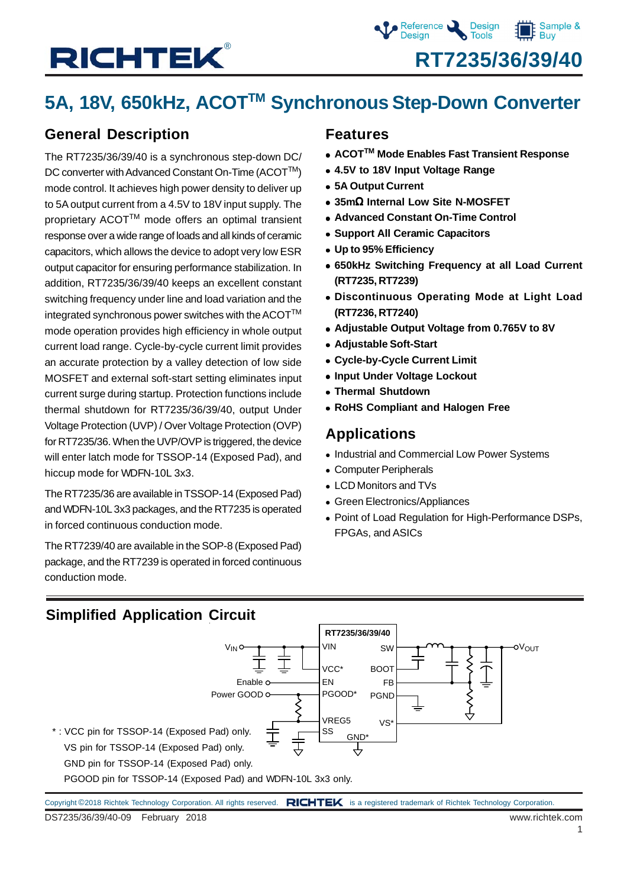# RT7235/36/39/40

## 5A, 18V, 650kHz, ACOT™ Synchronous Step-Down Converter

### General Description

The RT7235/36/39/40 is a synchronous step-down DC/DC converter with Advanced Constant On-Time (ACOT™) mode control. It achieves high power density to deliver up to 5A output current from a 4.5V to 18V input supply. The proprietary ACOT™ mode offers an optimal transient response over a wide range of loads and all kinds of ceramic capacitors, which allows the device to adopt very low ESR output capacitor for ensuring performance stabilization. In addition, RT7235/36/39/40 keeps an excellent constant switching frequency under line and load variation and the integrated synchronous power switches with the ACOT™ mode operation provides high efficiency in whole output current load range. Cycle-by-cycle current limit provides an accurate protection by a valley detection of low side MOSFET and external soft-start setting eliminates input current surge during startup. Protection functions include thermal shutdown for RT7235/36/39/40, output Under Voltage Protection (UVP) / Over Voltage Protection (OVP) for RT7235/36. When the UVP/OVP is triggered, the device will enter latch mode for TSSOP-14 (Exposed Pad), and hiccup mode for WDFN-10L 3x3.

The RT7235/36 are available in TSSOP-14 (Exposed Pad) and WDFN-10L 3x3 packages, and the RT7235 is operated in forced continuous conduction mode.

The RT7239/40 are available in the SOP-8 (Exposed Pad) package, and the RT7239 is operated in forced continuous conduction mode.

### Features

- **ACOT™ Mode Enables Fast Transient Response**
- **4.5V to 18V Input Voltage Range**
- **5A Output Current**
- **35mΩ Internal Low Site N-MOSFET**
- **Advanced Constant On-Time Control**
- **Support All Ceramic Capacitors**
- **Up to 95% Efficiency**
- **650kHz Switching Frequency at all Load Current (RT7235, RT7239)**
- **Discontinuous Operating Mode at Light Load (RT7236, RT7240)**
- **Adjustable Output Voltage from 0.765V to 8V**
- **Adjustable Soft-Start**
- **Cycle-by-Cycle Current Limit**
- **Input Under Voltage Lockout**
- **Thermal Shutdown**
- **RoHS Compliant and Halogen Free**

### Applications

- Industrial and Commercial Low Power Systems
- Computer Peripherals
- LCD Monitors and TVs
- Green Electronics/Appliances
- Point of Load Regulation for High-Performance DSPs, FPGAs, and ASICs

### Simplified Application Circuit

RT7235/36/39/40

VIN, VCC*, EN, PGOOD*, VREG5, SS, GND*, SW, BOOT, FB, PGND, VS*

$V_{IN}$, Enable, Power GOOD, $V_{OUT}$

\* : VCC pin for TSSOP-14 (Exposed Pad) only.
VS pin for TSSOP-14 (Exposed Pad) only.
GND pin for TSSOP-14 (Exposed Pad) only.
PGOOD pin for TSSOP-14 (Exposed Pad) and WDFN-10L 3x3 only.

Copyright ©2018 Richtek Technology Corporation. All rights reserved. RICHTEK is a registered trademark of Richtek Technology Corporation.

DS7235/36/39/40-09 February 2018 www.richtek.com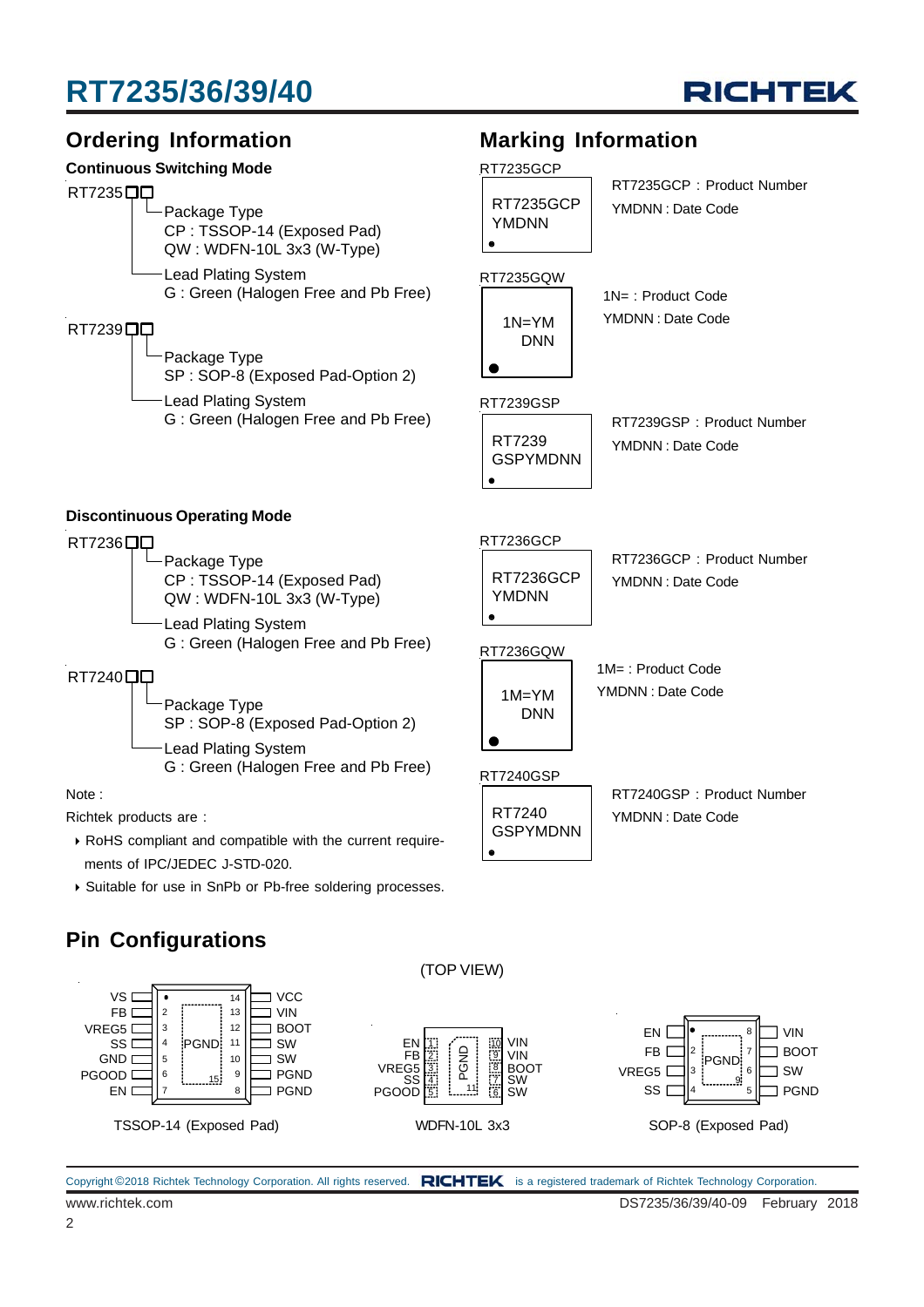## Ordering Information

**Continuous Switching Mode**

RT7235□□
- Package Type
  - CP : TSSOP-14 (Exposed Pad)
  - QW : WDFN-10L 3x3 (W-Type)
- Lead Plating System
  - G : Green (Halogen Free and Pb Free)

RT7239□□
- Package Type
  - SP : SOP-8 (Exposed Pad-Option 2)
- Lead Plating System
  - G : Green (Halogen Free and Pb Free)

**Discontinuous Operating Mode**

RT7236□□
- Package Type
  - CP : TSSOP-14 (Exposed Pad)
  - QW : WDFN-10L 3x3 (W-Type)
- Lead Plating System
  - G : Green (Halogen Free and Pb Free)

RT7240□□
- Package Type
  - SP : SOP-8 (Exposed Pad-Option 2)
- Lead Plating System
  - G : Green (Halogen Free and Pb Free)

Note :

Richtek products are :

- RoHS compliant and compatible with the current requirements of IPC/JEDEC J-STD-020.
- Suitable for use in SnPb or Pb-free soldering processes.

## Marking Information

RT7235GCP

RT7235GCP
YMDNN

RT7235GCP : Product Number
YMDNN : Date Code

RT7235GQW

1N=YM
DNN

1N= : Product Code
YMDNN : Date Code

RT7239GSP

RT7239
GSPYMDNN

RT7239GSP : Product Number
YMDNN : Date Code

RT7236GCP

RT7236GCP
YMDNN

RT7236GCP : Product Number
YMDNN : Date Code

RT7236GQW

1M=YM
DNN

1M= : Product Code
YMDNN : Date Code

RT7240GSP

RT7240
GSPYMDNN

RT7240GSP : Product Number
YMDNN : Date Code

## Pin Configurations

(TOP VIEW)

**TSSOP-14 (Exposed Pad)**

| Pin | Name | Pin | Name |
|---|---|---|---|
| 1 | VS | 14 | VCC |
| 2 | FB | 13 | VIN |
| 3 | VREG5 | 12 | BOOT |
| 4 | SS | 11 | SW |
| 5 | GND | 10 | SW |
| 6 | PGOOD | 9 | PGND |
| 7 | EN | 8 | PGND |
| 15 | PGND (Exposed Pad) | | |

**WDFN-10L 3x3**

| Pin | Name | Pin | Name |
|---|---|---|---|
| 1 | EN | 10 | VIN |
| 2 | FB | 9 | VIN |
| 3 | VREG5 | 8 | BOOT |
| 4 | SS | 7 | SW |
| 5 | PGOOD | 6 | SW |
| 11 | PGND (Exposed Pad) | | |

**SOP-8 (Exposed Pad)**

| Pin | Name | Pin | Name |
|---|---|---|---|
| 1 | EN | 8 | VIN |
| 2 | FB | 7 | BOOT |
| 3 | VREG5 | 6 | SW |
| 4 | SS | 5 | PGND |
| 9 | PGND (Exposed Pad) | | |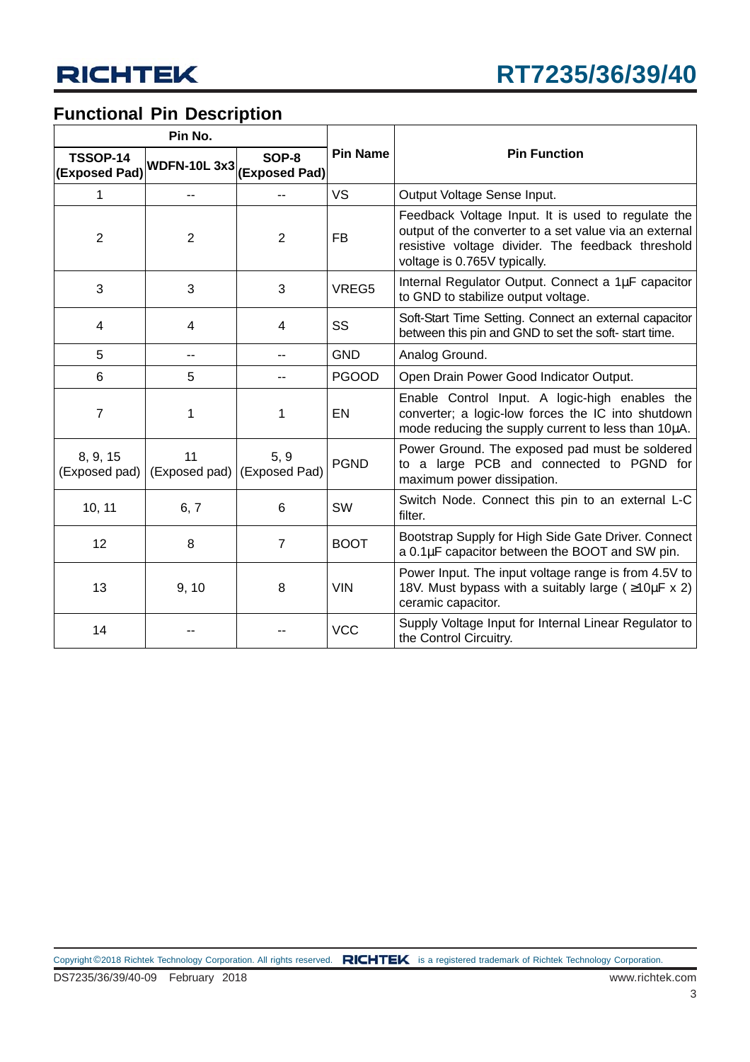## Functional Pin Description

| Pin No. | | | Pin Name | Pin Function |
|---|---|---|---|---|
| TSSOP-14 (Exposed Pad) | WDFN-10L 3x3 | SOP-8 (Exposed Pad) | | |
| 1 | -- | -- | VS | Output Voltage Sense Input. |
| 2 | 2 | 2 | FB | Feedback Voltage Input. It is used to regulate the output of the converter to a set value via an external resistive voltage divider. The feedback threshold voltage is 0.765V typically. |
| 3 | 3 | 3 | VREG5 | Internal Regulator Output. Connect a 1μF capacitor to GND to stabilize output voltage. |
| 4 | 4 | 4 | SS | Soft-Start Time Setting. Connect an external capacitor between this pin and GND to set the soft- start time. |
| 5 | -- | -- | GND | Analog Ground. |
| 6 | 5 | -- | PGOOD | Open Drain Power Good Indicator Output. |
| 7 | 1 | 1 | EN | Enable Control Input. A logic-high enables the converter; a logic-low forces the IC into shutdown mode reducing the supply current to less than 10μA. |
| 8, 9, 15 (Exposed pad) | 11 (Exposed pad) | 5, 9 (Exposed Pad) | PGND | Power Ground. The exposed pad must be soldered to a large PCB and connected to PGND for maximum power dissipation. |
| 10, 11 | 6, 7 | 6 | SW | Switch Node. Connect this pin to an external L-C filter. |
| 12 | 8 | 7 | BOOT | Bootstrap Supply for High Side Gate Driver. Connect a 0.1μF capacitor between the BOOT and SW pin. |
| 13 | 9, 10 | 8 | VIN | Power Input. The input voltage range is from 4.5V to 18V. Must bypass with a suitably large ( ≥10μF x 2) ceramic capacitor. |
| 14 | -- | -- | VCC | Supply Voltage Input for Internal Linear Regulator to the Control Circuitry. |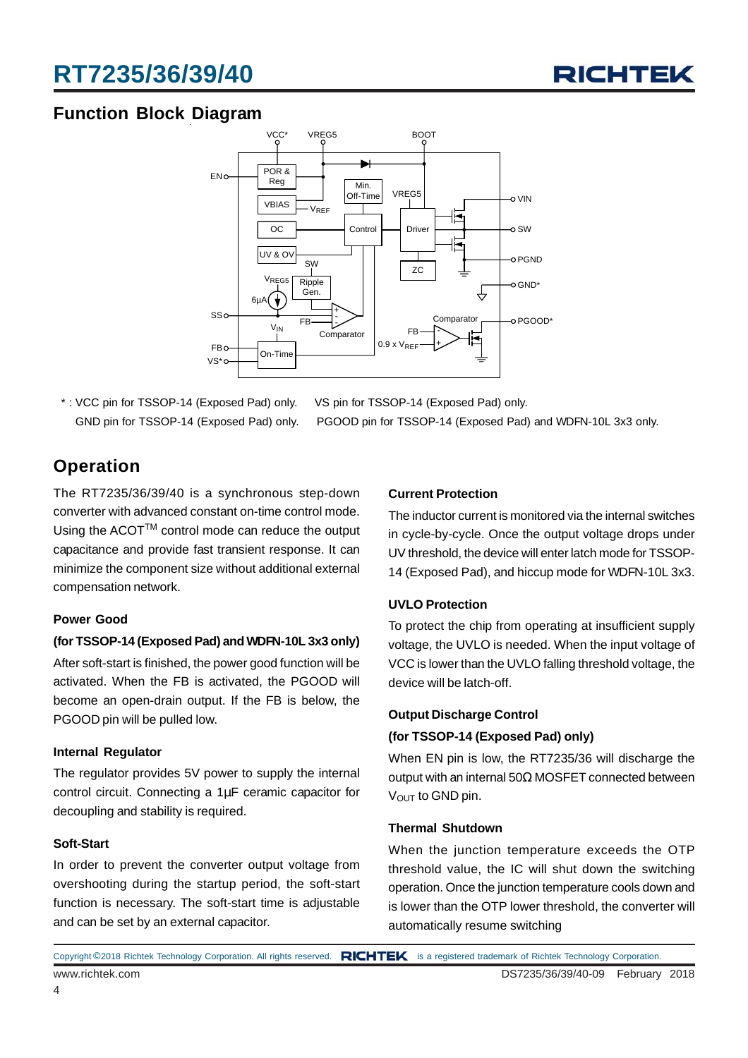## Function Block Diagram

\* : VCC pin for TSSOP-14 (Exposed Pad) only. VS pin for TSSOP-14 (Exposed Pad) only.
GND pin for TSSOP-14 (Exposed Pad) only. PGOOD pin for TSSOP-14 (Exposed Pad) and WDFN-10L 3x3 only.

## Operation

The RT7235/36/39/40 is a synchronous step-down converter with advanced constant on-time control mode. Using the ACOT™ control mode can reduce the output capacitance and provide fast transient response. It can minimize the component size without additional external compensation network.

### Power Good

**(for TSSOP-14 (Exposed Pad) and WDFN-10L 3x3 only)**

After soft-start is finished, the power good function will be activated. When the FB is activated, the PGOOD will become an open-drain output. If the FB is below, the PGOOD pin will be pulled low.

### Internal Regulator

The regulator provides 5V power to supply the internal control circuit. Connecting a 1μF ceramic capacitor for decoupling and stability is required.

### Soft-Start

In order to prevent the converter output voltage from overshooting during the startup period, the soft-start function is necessary. The soft-start time is adjustable and can be set by an external capacitor.

### Current Protection

The inductor current is monitored via the internal switches in cycle-by-cycle. Once the output voltage drops under UV threshold, the device will enter latch mode for TSSOP-14 (Exposed Pad), and hiccup mode for WDFN-10L 3x3.

### UVLO Protection

To protect the chip from operating at insufficient supply voltage, the UVLO is needed. When the input voltage of VCC is lower than the UVLO falling threshold voltage, the device will be latch-off.

### Output Discharge Control

**(for TSSOP-14 (Exposed Pad) only)**

When EN pin is low, the RT7235/36 will discharge the output with an internal 50Ω MOSFET connected between $V_{OUT}$ to GND pin.

### Thermal Shutdown

When the junction temperature exceeds the OTP threshold value, the IC will shut down the switching operation. Once the junction temperature cools down and is lower than the OTP lower threshold, the converter will automatically resume switching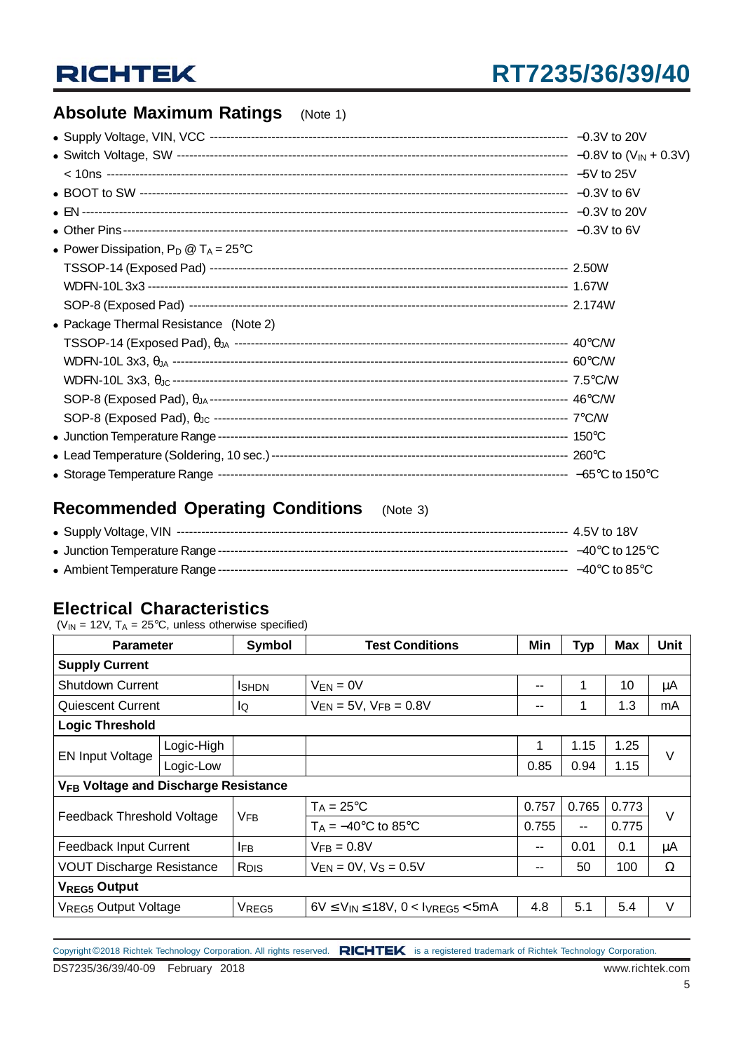## Absolute Maximum Ratings (Note 1)

- Supply Voltage, VIN, VCC ---------- −0.3V to 20V
- Switch Voltage, SW ---------- −0.8V to ($V_{IN}$ + 0.3V)
  - < 10ns ---------- −5V to 25V
- BOOT to SW ---------- −0.3V to 6V
- EN ---------- −0.3V to 20V
- Other Pins ---------- −0.3V to 6V
- Power Dissipation, $P_D$ @ $T_A$ = 25°C
  - TSSOP-14 (Exposed Pad) ---------- 2.50W
  - WDFN-10L 3x3 ---------- 1.67W
  - SOP-8 (Exposed Pad) ---------- 2.174W
- Package Thermal Resistance (Note 2)
  - TSSOP-14 (Exposed Pad), $\theta_{JA}$ ---------- 40°C/W
  - WDFN-10L 3x3, $\theta_{JA}$ ---------- 60°C/W
  - WDFN-10L 3x3, $\theta_{JC}$ ---------- 7.5°C/W
  - SOP-8 (Exposed Pad), $\theta_{JA}$ ---------- 46°C/W
  - SOP-8 (Exposed Pad), $\theta_{JC}$ ---------- 7°C/W
- Junction Temperature Range ---------- 150°C
- Lead Temperature (Soldering, 10 sec.) ---------- 260°C
- Storage Temperature Range ---------- −65°C to 150°C

## Recommended Operating Conditions (Note 3)

- Supply Voltage, VIN ---------- 4.5V to 18V
- Junction Temperature Range ---------- −40°C to 125°C
- Ambient Temperature Range ---------- −40°C to 85°C

## Electrical Characteristics

($V_{IN}$ = 12V, $T_A$ = 25°C, unless otherwise specified)

| Parameter | | Symbol | Test Conditions | Min | Typ | Max | Unit |
|---|---|---|---|---|---|---|---|
| **Supply Current** | | | | | | | |
| Shutdown Current | | $I_{SHDN}$ | $V_{EN}$ = 0V | -- | 1 | 10 | μA |
| Quiescent Current | | $I_Q$ | $V_{EN}$ = 5V, $V_{FB}$ = 0.8V | -- | 1 | 1.3 | mA |
| **Logic Threshold** | | | | | | | |
| EN Input Voltage | Logic-High | | | 1 | 1.15 | 1.25 | V |
| | Logic-Low | | | 0.85 | 0.94 | 1.15 | |
| **$V_{FB}$ Voltage and Discharge Resistance** | | | | | | | |
| Feedback Threshold Voltage | | $V_{FB}$ | $T_A$ = 25°C | 0.757 | 0.765 | 0.773 | V |
| | | | $T_A$ = −40°C to 85°C | 0.755 | -- | 0.775 | |
| Feedback Input Current | | $I_{FB}$ | $V_{FB}$ = 0.8V | -- | 0.01 | 0.1 | μA |
| VOUT Discharge Resistance | | $R_{DIS}$ | $V_{EN}$ = 0V, $V_S$ = 0.5V | -- | 50 | 100 | Ω |
| **$V_{REG5}$ Output** | | | | | | | |
| $V_{REG5}$ Output Voltage | | $V_{REG5}$ | 6V ≤ $V_{IN}$ ≤ 18V, 0 < $I_{VREG5}$ < 5mA | 4.8 | 5.1 | 5.4 | V |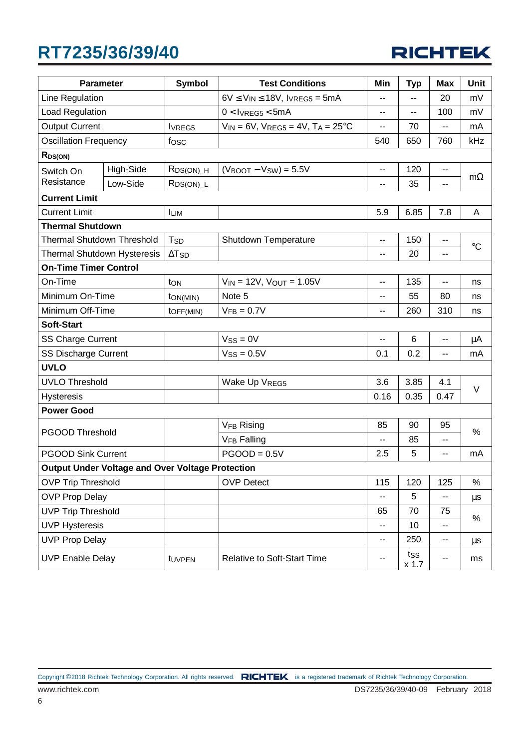| Parameter | | Symbol | Test Conditions | Min | Typ | Max | Unit |
|---|---|---|---|---|---|---|---|
| Line Regulation | | | $6V \leq V_{IN} \leq 18V$, $I_{VREG5} = 5mA$ | -- | -- | 20 | mV |
| Load Regulation | | | $0 < I_{VREG5} < 5mA$ | -- | -- | 100 | mV |
| Output Current | | $I_{VREG5}$ | $V_{IN} = 6V$, $V_{REG5} = 4V$, $T_A = 25°C$ | -- | 70 | -- | mA |
| Oscillation Frequency | | $f_{OSC}$ | | 540 | 650 | 760 | kHz |
| **$R_{DS(ON)}$** | | | | | | | |
| Switch On Resistance | High-Side | $R_{DS(ON)\_H}$ | $(V_{BOOT} - V_{SW}) = 5.5V$ | -- | 120 | -- | mΩ |
| | Low-Side | $R_{DS(ON)\_L}$ | | -- | 35 | -- | |
| **Current Limit** | | | | | | | |
| Current Limit | | $I_{LIM}$ | | 5.9 | 6.85 | 7.8 | A |
| **Thermal Shutdown** | | | | | | | |
| Thermal Shutdown Threshold | | $T_{SD}$ | Shutdown Temperature | -- | 150 | -- | °C |
| Thermal Shutdown Hysteresis | | $\Delta T_{SD}$ | | -- | 20 | -- | |
| **On-Time Timer Control** | | | | | | | |
| On-Time | | $t_{ON}$ | $V_{IN} = 12V$, $V_{OUT} = 1.05V$ | -- | 135 | -- | ns |
| Minimum On-Time | | $t_{ON(MIN)}$ | Note 5 | -- | 55 | 80 | ns |
| Minimum Off-Time | | $t_{OFF(MIN)}$ | $V_{FB} = 0.7V$ | -- | 260 | 310 | ns |
| **Soft-Start** | | | | | | | |
| SS Charge Current | | | $V_{SS} = 0V$ | -- | 6 | -- | μA |
| SS Discharge Current | | | $V_{SS} = 0.5V$ | 0.1 | 0.2 | -- | mA |
| **UVLO** | | | | | | | |
| UVLO Threshold | | | Wake Up $V_{REG5}$ | 3.6 | 3.85 | 4.1 | V |
| Hysteresis | | | | 0.16 | 0.35 | 0.47 | |
| **Power Good** | | | | | | | |
| PGOOD Threshold | | | $V_{FB}$ Rising | 85 | 90 | 95 | % |
| | | | $V_{FB}$ Falling | -- | 85 | -- | |
| PGOOD Sink Current | | | PGOOD = 0.5V | 2.5 | 5 | -- | mA |
| **Output Under Voltage and Over Voltage Protection** | | | | | | | |
| OVP Trip Threshold | | | OVP Detect | 115 | 120 | 125 | % |
| OVP Prop Delay | | | | -- | 5 | -- | μs |
| UVP Trip Threshold | | | | 65 | 70 | 75 | % |
| UVP Hysteresis | | | | -- | 10 | -- | |
| UVP Prop Delay | | | | -- | 250 | -- | μs |
| UVP Enable Delay | | $t_{UVPEN}$ | Relative to Soft-Start Time | -- | $t_{SS}$ x 1.7 | -- | ms |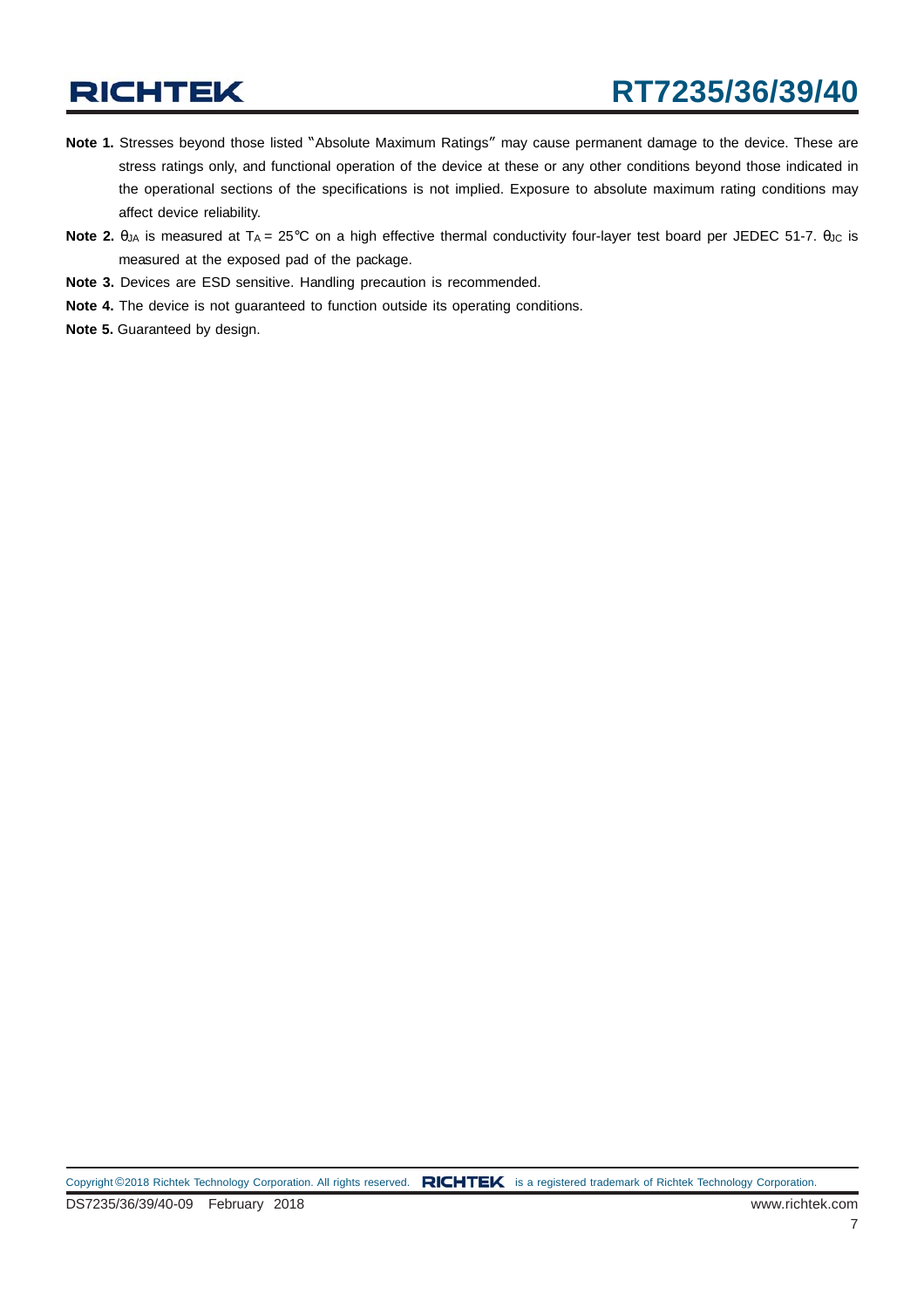**Note 1.** Stresses beyond those listed "Absolute Maximum Ratings" may cause permanent damage to the device. These are stress ratings only, and functional operation of the device at these or any other conditions beyond those indicated in the operational sections of the specifications is not implied. Exposure to absolute maximum rating conditions may affect device reliability.

**Note 2.** $\theta_{JA}$ is measured at $T_A$ = 25°C on a high effective thermal conductivity four-layer test board per JEDEC 51-7. $\theta_{JC}$ is measured at the exposed pad of the package.

**Note 3.** Devices are ESD sensitive. Handling precaution is recommended.

**Note 4.** The device is not guaranteed to function outside its operating conditions.

**Note 5.** Guaranteed by design.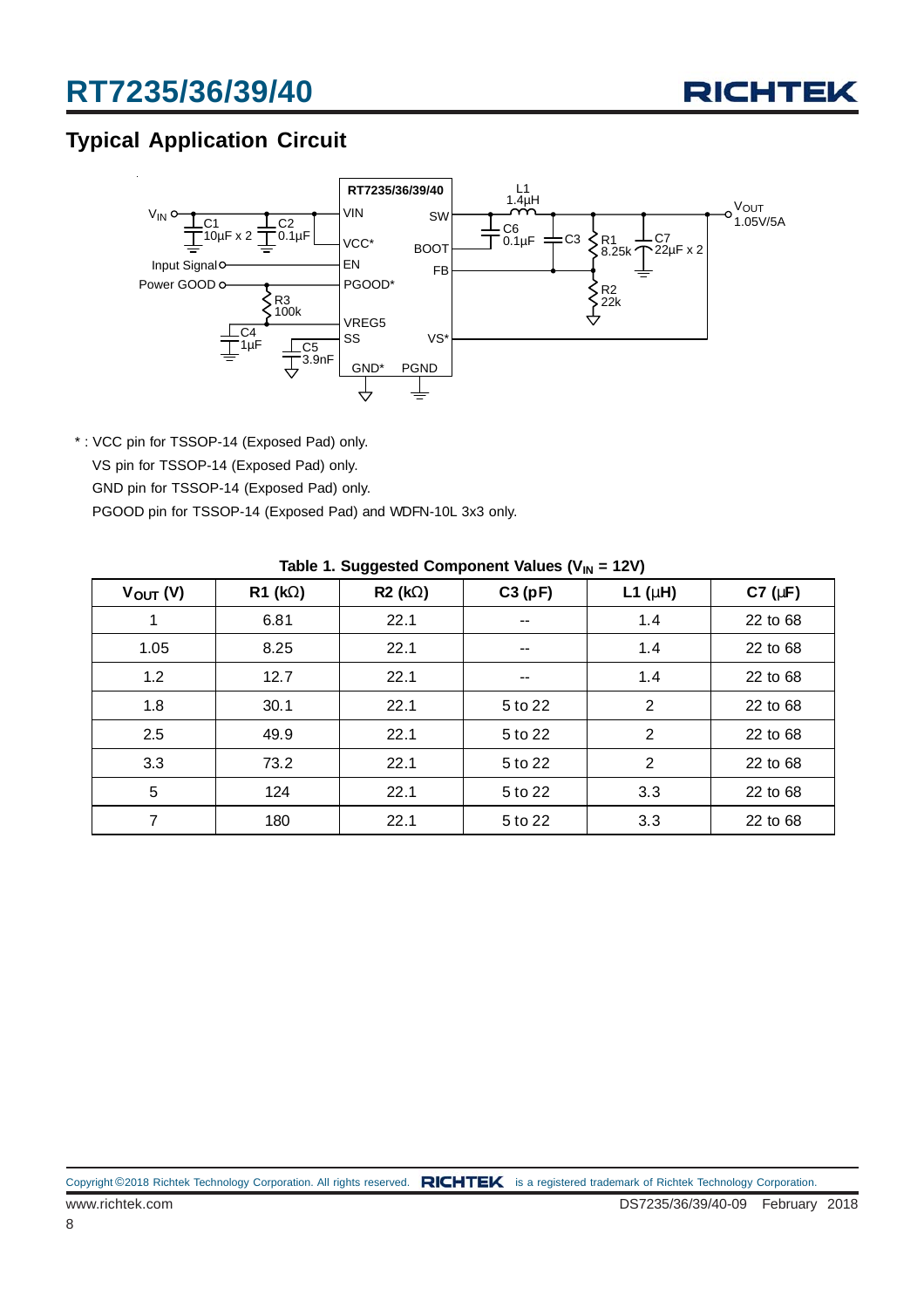## Typical Application Circuit

\* : VCC pin for TSSOP-14 (Exposed Pad) only.
VS pin for TSSOP-14 (Exposed Pad) only.
GND pin for TSSOP-14 (Exposed Pad) only.
PGOOD pin for TSSOP-14 (Exposed Pad) and WDFN-10L 3x3 only.

Table 1. Suggested Component Values ($V_{IN}$ = 12V)

| $V_{OUT}$ (V) | R1 (kΩ) | R2 (kΩ) | C3 (pF) | L1 (μH) | C7 (μF) |
|---|---|---|---|---|---|
| 1 | 6.81 | 22.1 | -- | 1.4 | 22 to 68 |
| 1.05 | 8.25 | 22.1 | -- | 1.4 | 22 to 68 |
| 1.2 | 12.7 | 22.1 | -- | 1.4 | 22 to 68 |
| 1.8 | 30.1 | 22.1 | 5 to 22 | 2 | 22 to 68 |
| 2.5 | 49.9 | 22.1 | 5 to 22 | 2 | 22 to 68 |
| 3.3 | 73.2 | 22.1 | 5 to 22 | 2 | 22 to 68 |
| 5 | 124 | 22.1 | 5 to 22 | 3.3 | 22 to 68 |
| 7 | 180 | 22.1 | 5 to 22 | 3.3 | 22 to 68 |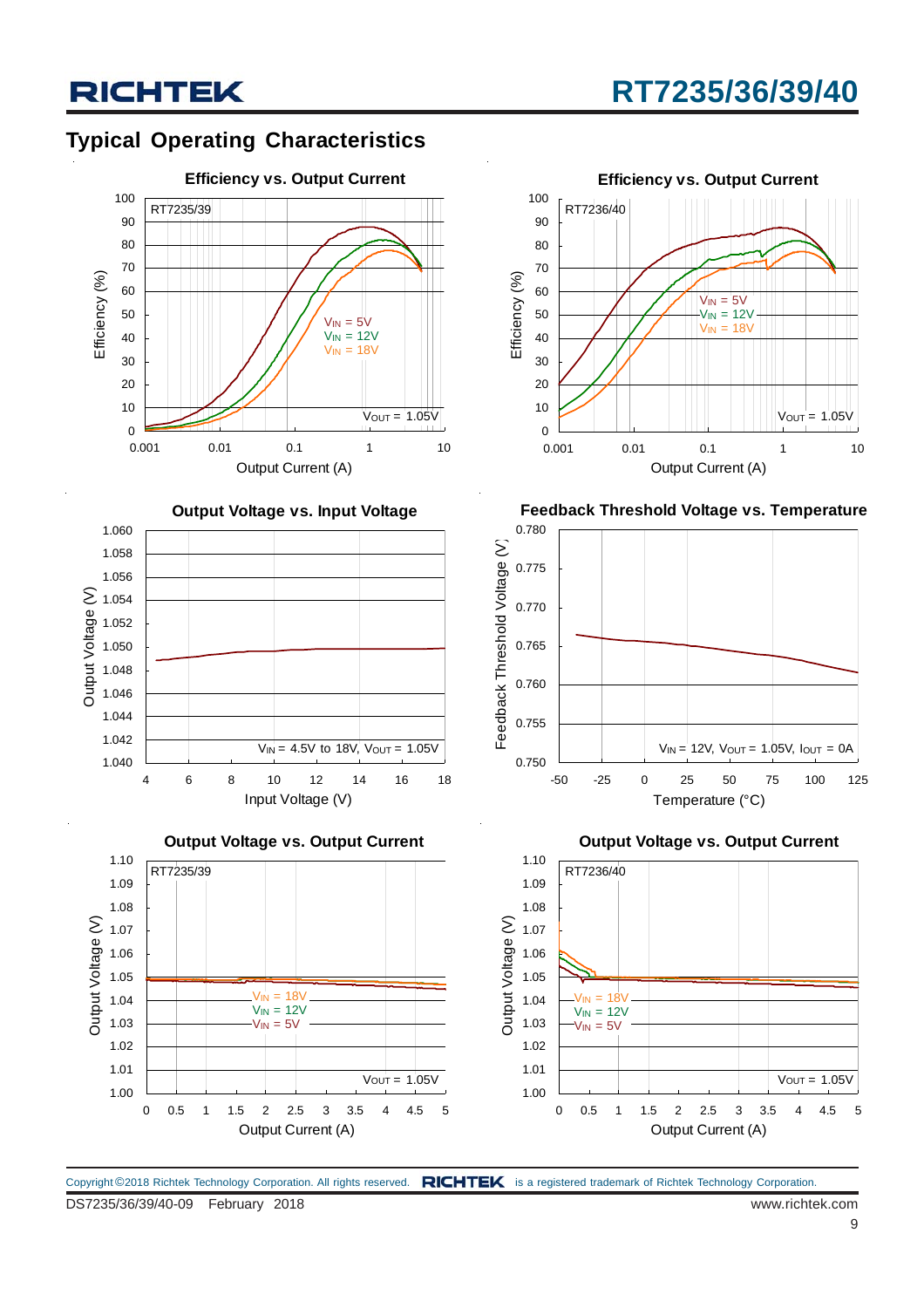## Typical Operating Characteristics

**Efficiency vs. Output Current**

RT7235/39

Efficiency (%): 0 to 100

Output Current (A): 0.001, 0.01, 0.1, 1, 10

$V_{IN}$ = 5V
$V_{IN}$ = 12V
$V_{IN}$ = 18V

$V_{OUT}$ = 1.05V

**Efficiency vs. Output Current**

RT7236/40

Efficiency (%): 0 to 100

Output Current (A): 0.001, 0.01, 0.1, 1, 10

$V_{IN}$ = 5V
$V_{IN}$ = 12V
$V_{IN}$ = 18V

$V_{OUT}$ = 1.05V

**Output Voltage vs. Input Voltage**

Output Voltage (V): 1.040 to 1.060

Input Voltage (V): 4 to 18

$V_{IN}$ = 4.5V to 18V, $V_{OUT}$ = 1.05V

**Feedback Threshold Voltage vs. Temperature**

Feedback Threshold Voltage (V): 0.750 to 0.780

Temperature (°C): -50 to 125

$V_{IN}$ = 12V, $V_{OUT}$ = 1.05V, $I_{OUT}$ = 0A

**Output Voltage vs. Output Current**

RT7235/39

Output Voltage (V): 1.00 to 1.10

Output Current (A): 0 to 5

$V_{IN}$ = 18V
$V_{IN}$ = 12V
$V_{IN}$ = 5V

$V_{OUT}$ = 1.05V

**Output Voltage vs. Output Current**

RT7236/40

Output Voltage (V): 1.00 to 1.10

Output Current (A): 0 to 5

$V_{IN}$ = 18V
$V_{IN}$ = 12V
$V_{IN}$ = 5V

$V_{OUT}$ = 1.05V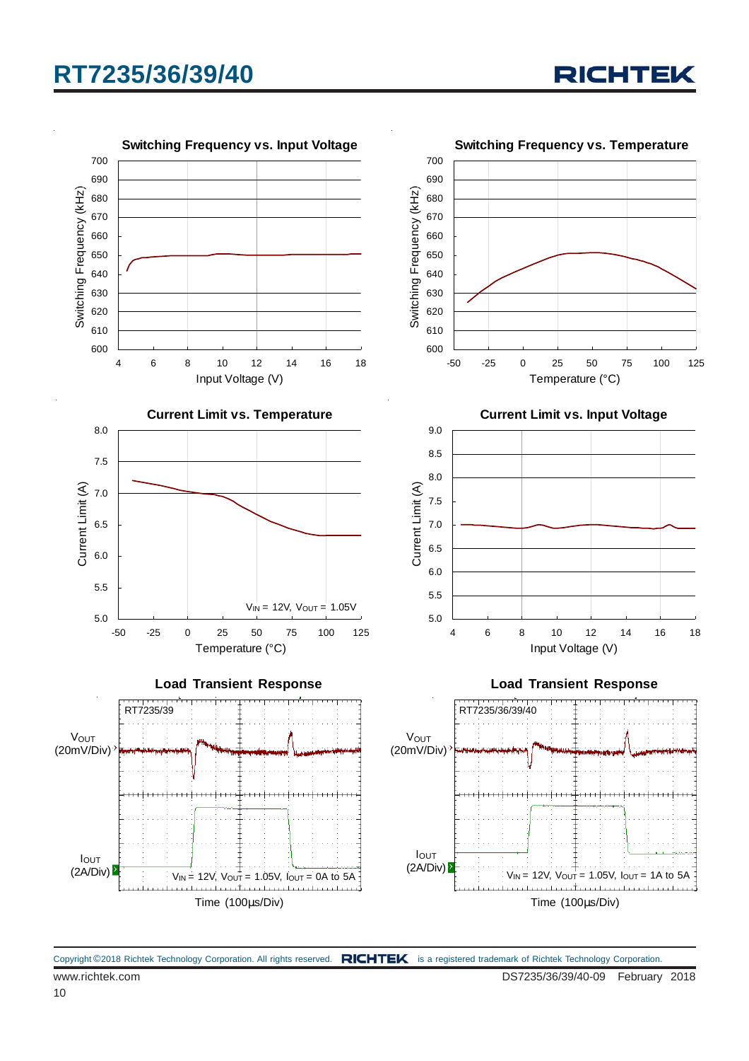**Switching Frequency vs. Input Voltage**

Switching Frequency (kHz) vs. Input Voltage (V)

**Switching Frequency vs. Temperature**

Switching Frequency (kHz) vs. Temperature (°C)

**Current Limit vs. Temperature**

Current Limit (A) vs. Temperature (°C)

$V_{IN}$ = 12V, $V_{OUT}$ = 1.05V

**Current Limit vs. Input Voltage**

Current Limit (A) vs. Input Voltage (V)

**Load Transient Response**

RT7235/39

$V_{OUT}$ (20mV/Div)

$I_{OUT}$ (2A/Div)

$V_{IN}$ = 12V, $V_{OUT}$ = 1.05V, $I_{OUT}$ = 0A to 5A

Time (100μs/Div)

**Load Transient Response**

RT7235/36/39/40

$V_{OUT}$ (20mV/Div)

$I_{OUT}$ (2A/Div)

$V_{IN}$ = 12V, $V_{OUT}$ = 1.05V, $I_{OUT}$ = 1A to 5A

Time (100μs/Div)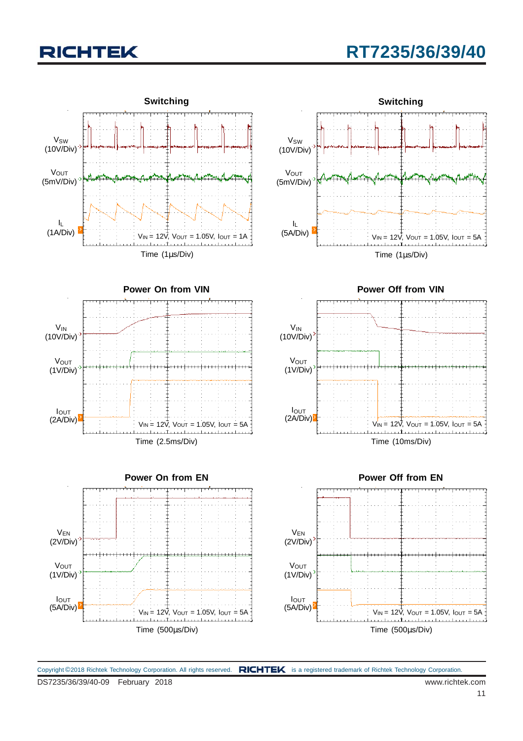### Switching

$V_{SW}$ (10V/Div)

$V_{OUT}$ (5mV/Div)

$I_L$ (1A/Div)

$V_{IN}$ = 12V, $V_{OUT}$ = 1.05V, $I_{OUT}$ = 1A

Time (1μs/Div)

### Switching

$V_{SW}$ (10V/Div)

$V_{OUT}$ (5mV/Div)

$I_L$ (5A/Div)

$V_{IN}$ = 12V, $V_{OUT}$ = 1.05V, $I_{OUT}$ = 5A

Time (1μs/Div)

### Power On from VIN

$V_{IN}$ (10V/Div)

$V_{OUT}$ (1V/Div)

$I_{OUT}$ (2A/Div)

$V_{IN}$ = 12V, $V_{OUT}$ = 1.05V, $I_{OUT}$ = 5A

Time (2.5ms/Div)

### Power Off from VIN

$V_{IN}$ (10V/Div)

$V_{OUT}$ (1V/Div)

$I_{OUT}$ (2A/Div)

$V_{IN}$ = 12V, $V_{OUT}$ = 1.05V, $I_{OUT}$ = 5A

Time (10ms/Div)

### Power On from EN

$V_{EN}$ (2V/Div)

$V_{OUT}$ (1V/Div)

$I_{OUT}$ (5A/Div)

$V_{IN}$ = 12V, $V_{OUT}$ = 1.05V, $I_{OUT}$ = 5A

Time (500μs/Div)

### Power Off from EN

$V_{EN}$ (2V/Div)

$V_{OUT}$ (1V/Div)

$I_{OUT}$ (5A/Div)

$V_{IN}$ = 12V, $V_{OUT}$ = 1.05V, $I_{OUT}$ = 5A

Time (500μs/Div)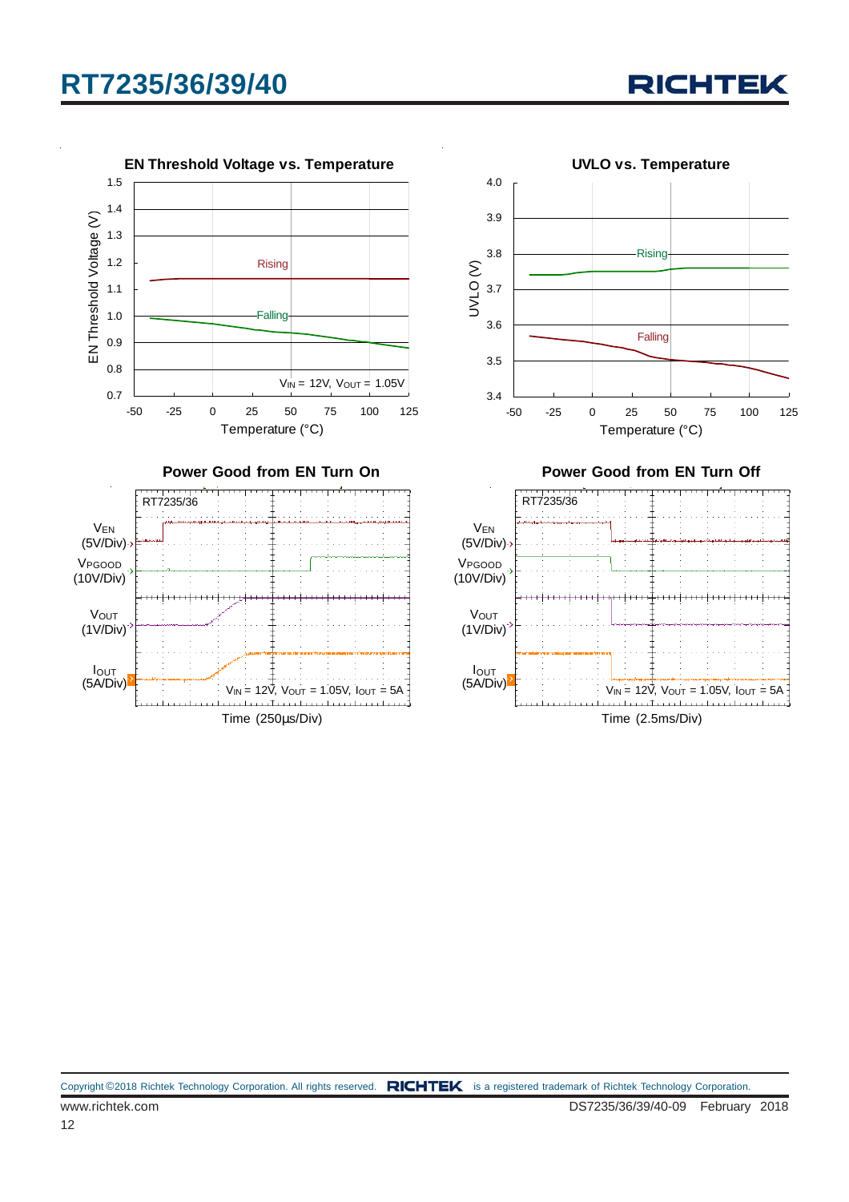**EN Threshold Voltage vs. Temperature**

EN Threshold Voltage (V): 0.7 – 1.5

Rising

Falling

$V_{IN}$ = 12V, $V_{OUT}$ = 1.05V

Temperature (°C): -50 – 125

**UVLO vs. Temperature**

UVLO (V): 3.4 – 4.0

Rising

Falling

Temperature (°C): -50 – 125

**Power Good from EN Turn On**

RT7235/36

$V_{EN}$ (5V/Div)

$V_{PGOOD}$ (10V/Div)

$V_{OUT}$ (1V/Div)

$I_{OUT}$ (5A/Div)

$V_{IN}$ = 12V, $V_{OUT}$ = 1.05V, $I_{OUT}$ = 5A

Time (250μs/Div)

**Power Good from EN Turn Off**

RT7235/36

$V_{EN}$ (5V/Div)

$V_{PGOOD}$ (10V/Div)

$V_{OUT}$ (1V/Div)

$I_{OUT}$ (5A/Div)

$V_{IN}$ = 12V, $V_{OUT}$ = 1.05V, $I_{OUT}$ = 5A

Time (2.5ms/Div)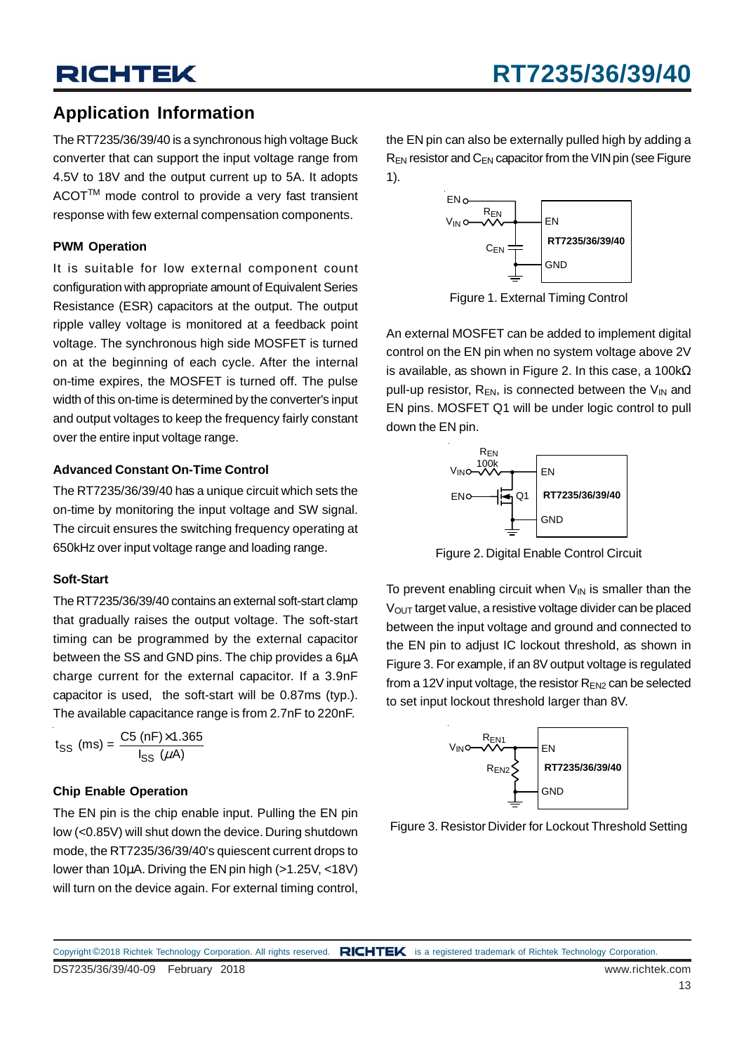## Application Information

The RT7235/36/39/40 is a synchronous high voltage Buck converter that can support the input voltage range from 4.5V to 18V and the output current up to 5A. It adopts ACOT™ mode control to provide a very fast transient response with few external compensation components.

### PWM Operation

It is suitable for low external component count configuration with appropriate amount of Equivalent Series Resistance (ESR) capacitors at the output. The output ripple valley voltage is monitored at a feedback point voltage. The synchronous high side MOSFET is turned on at the beginning of each cycle. After the internal on-time expires, the MOSFET is turned off. The pulse width of this on-time is determined by the converter's input and output voltages to keep the frequency fairly constant over the entire input voltage range.

### Advanced Constant On-Time Control

The RT7235/36/39/40 has a unique circuit which sets the on-time by monitoring the input voltage and SW signal. The circuit ensures the switching frequency operating at 650kHz over input voltage range and loading range.

### Soft-Start

The RT7235/36/39/40 contains an external soft-start clamp that gradually raises the output voltage. The soft-start timing can be programmed by the external capacitor between the SS and GND pins. The chip provides a 6μA charge current for the external capacitor. If a 3.9nF capacitor is used, the soft-start will be 0.87ms (typ.). The available capacitance range is from 2.7nF to 220nF.

$$t_{SS}\ (\text{ms}) = \frac{C5\ (\text{nF}) \times 1.365}{I_{SS}\ (\mu A)}$$

### Chip Enable Operation

The EN pin is the chip enable input. Pulling the EN pin low (<0.85V) will shut down the device. During shutdown mode, the RT7235/36/39/40's quiescent current drops to lower than 10μA. Driving the EN pin high (>1.25V, <18V) will turn on the device again. For external timing control, the EN pin can also be externally pulled high by adding a $R_{EN}$ resistor and $C_{EN}$ capacitor from the VIN pin (see Figure 1).

Figure 1. External Timing Control

An external MOSFET can be added to implement digital control on the EN pin when no system voltage above 2V is available, as shown in Figure 2. In this case, a 100kΩ pull-up resistor, $R_{EN}$, is connected between the $V_{IN}$ and EN pins. MOSFET Q1 will be under logic control to pull down the EN pin.

Figure 2. Digital Enable Control Circuit

To prevent enabling circuit when $V_{IN}$ is smaller than the $V_{OUT}$ target value, a resistive voltage divider can be placed between the input voltage and ground and connected to the EN pin to adjust IC lockout threshold, as shown in Figure 3. For example, if an 8V output voltage is regulated from a 12V input voltage, the resistor $R_{EN2}$ can be selected to set input lockout threshold larger than 8V.

Figure 3. Resistor Divider for Lockout Threshold Setting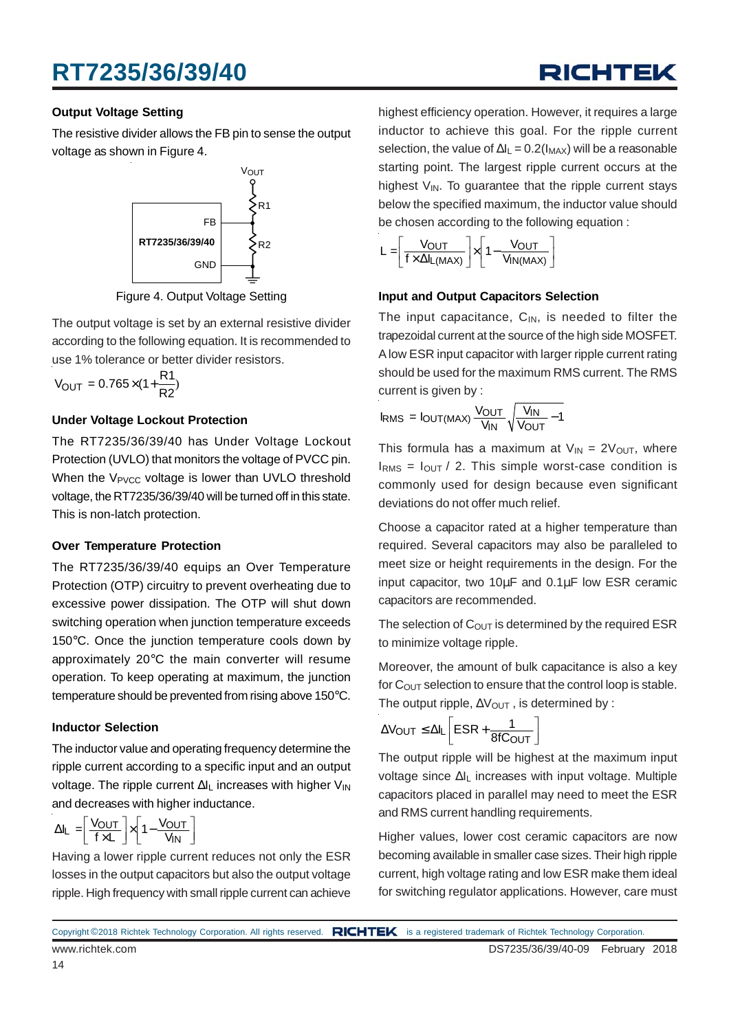### Output Voltage Setting

The resistive divider allows the FB pin to sense the output voltage as shown in Figure 4.

Figure 4. Output Voltage Setting

The output voltage is set by an external resistive divider according to the following equation. It is recommended to use 1% tolerance or better divider resistors.

$$V_{OUT} = 0.765 \times (1 + \frac{R1}{R2})$$

### Under Voltage Lockout Protection

The RT7235/36/39/40 has Under Voltage Lockout Protection (UVLO) that monitors the voltage of PVCC pin. When the $V_{PVCC}$ voltage is lower than UVLO threshold voltage, the RT7235/36/39/40 will be turned off in this state. This is non-latch protection.

### Over Temperature Protection

The RT7235/36/39/40 equips an Over Temperature Protection (OTP) circuitry to prevent overheating due to excessive power dissipation. The OTP will shut down switching operation when junction temperature exceeds 150°C. Once the junction temperature cools down by approximately 20°C the main converter will resume operation. To keep operating at maximum, the junction temperature should be prevented from rising above 150°C.

### Inductor Selection

The inductor value and operating frequency determine the ripple current according to a specific input and an output voltage. The ripple current $\Delta I_L$ increases with higher $V_{IN}$ and decreases with higher inductance.

$$\Delta I_L = \left[\frac{V_{OUT}}{f \times L}\right] \times \left[1 - \frac{V_{OUT}}{V_{IN}}\right]$$

Having a lower ripple current reduces not only the ESR losses in the output capacitors but also the output voltage ripple. High frequency with small ripple current can achieve highest efficiency operation. However, it requires a large inductor to achieve this goal. For the ripple current selection, the value of $\Delta I_L = 0.2(I_{MAX})$ will be a reasonable starting point. The largest ripple current occurs at the highest $V_{IN}$. To guarantee that the ripple current stays below the specified maximum, the inductor value should be chosen according to the following equation :

$$L = \left[\frac{V_{OUT}}{f \times \Delta I_{L(MAX)}}\right] \times \left[1 - \frac{V_{OUT}}{V_{IN(MAX)}}\right]$$

### Input and Output Capacitors Selection

The input capacitance, $C_{IN}$, is needed to filter the trapezoidal current at the source of the high side MOSFET. A low ESR input capacitor with larger ripple current rating should be used for the maximum RMS current. The RMS current is given by :

$$I_{RMS} = I_{OUT(MAX)} \frac{V_{OUT}}{V_{IN}} \sqrt{\frac{V_{IN}}{V_{OUT}} - 1}$$

This formula has a maximum at $V_{IN} = 2V_{OUT}$, where $I_{RMS} = I_{OUT} / 2$. This simple worst-case condition is commonly used for design because even significant deviations do not offer much relief.

Choose a capacitor rated at a higher temperature than required. Several capacitors may also be paralleled to meet size or height requirements in the design. For the input capacitor, two 10μF and 0.1μF low ESR ceramic capacitors are recommended.

The selection of $C_{OUT}$ is determined by the required ESR to minimize voltage ripple.

Moreover, the amount of bulk capacitance is also a key for $C_{OUT}$ selection to ensure that the control loop is stable. The output ripple, $\Delta V_{OUT}$ , is determined by :

$$\Delta V_{OUT} \leq \Delta I_L \left[ESR + \frac{1}{8fC_{OUT}}\right]$$

The output ripple will be highest at the maximum input voltage since $\Delta I_L$ increases with input voltage. Multiple capacitors placed in parallel may need to meet the ESR and RMS current handling requirements.

Higher values, lower cost ceramic capacitors are now becoming available in smaller case sizes. Their high ripple current, high voltage rating and low ESR make them ideal for switching regulator applications. However, care must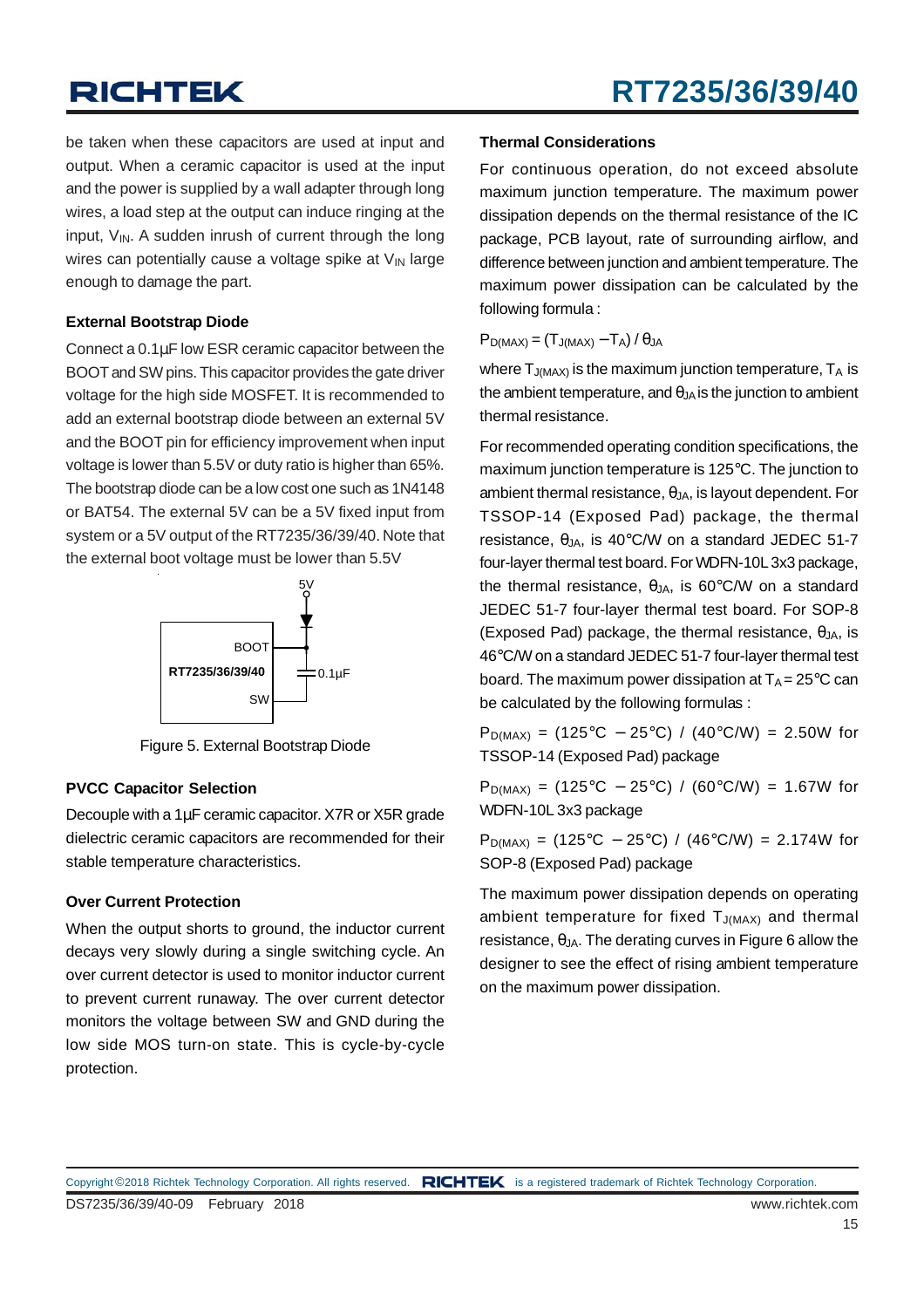be taken when these capacitors are used at input and output. When a ceramic capacitor is used at the input and the power is supplied by a wall adapter through long wires, a load step at the output can induce ringing at the input, $V_{IN}$. A sudden inrush of current through the long wires can potentially cause a voltage spike at $V_{IN}$ large enough to damage the part.

### External Bootstrap Diode

Connect a 0.1µF low ESR ceramic capacitor between the BOOT and SW pins. This capacitor provides the gate driver voltage for the high side MOSFET. It is recommended to add an external bootstrap diode between an external 5V and the BOOT pin for efficiency improvement when input voltage is lower than 5.5V or duty ratio is higher than 65%. The bootstrap diode can be a low cost one such as 1N4148 or BAT54. The external 5V can be a 5V fixed input from system or a 5V output of the RT7235/36/39/40. Note that the external boot voltage must be lower than 5.5V

Figure 5. External Bootstrap Diode

### PVCC Capacitor Selection

Decouple with a 1µF ceramic capacitor. X7R or X5R grade dielectric ceramic capacitors are recommended for their stable temperature characteristics.

### Over Current Protection

When the output shorts to ground, the inductor current decays very slowly during a single switching cycle. An over current detector is used to monitor inductor current to prevent current runaway. The over current detector monitors the voltage between SW and GND during the low side MOS turn-on state. This is cycle-by-cycle protection.

### Thermal Considerations

For continuous operation, do not exceed absolute maximum junction temperature. The maximum power dissipation depends on the thermal resistance of the IC package, PCB layout, rate of surrounding airflow, and difference between junction and ambient temperature. The maximum power dissipation can be calculated by the following formula :

$$P_{D(MAX)} = (T_{J(MAX)} - T_A) / \theta_{JA}$$

where $T_{J(MAX)}$ is the maximum junction temperature, $T_A$ is the ambient temperature, and $\theta_{JA}$ is the junction to ambient thermal resistance.

For recommended operating condition specifications, the maximum junction temperature is 125°C. The junction to ambient thermal resistance, $\theta_{JA}$, is layout dependent. For TSSOP-14 (Exposed Pad) package, the thermal resistance, $\theta_{JA}$, is 40°C/W on a standard JEDEC 51-7 four-layer thermal test board. For WDFN-10L 3x3 package, the thermal resistance, $\theta_{JA}$, is 60°C/W on a standard JEDEC 51-7 four-layer thermal test board. For SOP-8 (Exposed Pad) package, the thermal resistance, $\theta_{JA}$, is 46°C/W on a standard JEDEC 51-7 four-layer thermal test board. The maximum power dissipation at $T_A$ = 25°C can be calculated by the following formulas :

$P_{D(MAX)}$ = (125°C − 25°C) / (40°C/W) = 2.50W for TSSOP-14 (Exposed Pad) package

$P_{D(MAX)}$ = (125°C − 25°C) / (60°C/W) = 1.67W for WDFN-10L 3x3 package

$P_{D(MAX)}$ = (125°C − 25°C) / (46°C/W) = 2.174W for SOP-8 (Exposed Pad) package

The maximum power dissipation depends on operating ambient temperature for fixed $T_{J(MAX)}$ and thermal resistance, $\theta_{JA}$. The derating curves in Figure 6 allow the designer to see the effect of rising ambient temperature on the maximum power dissipation.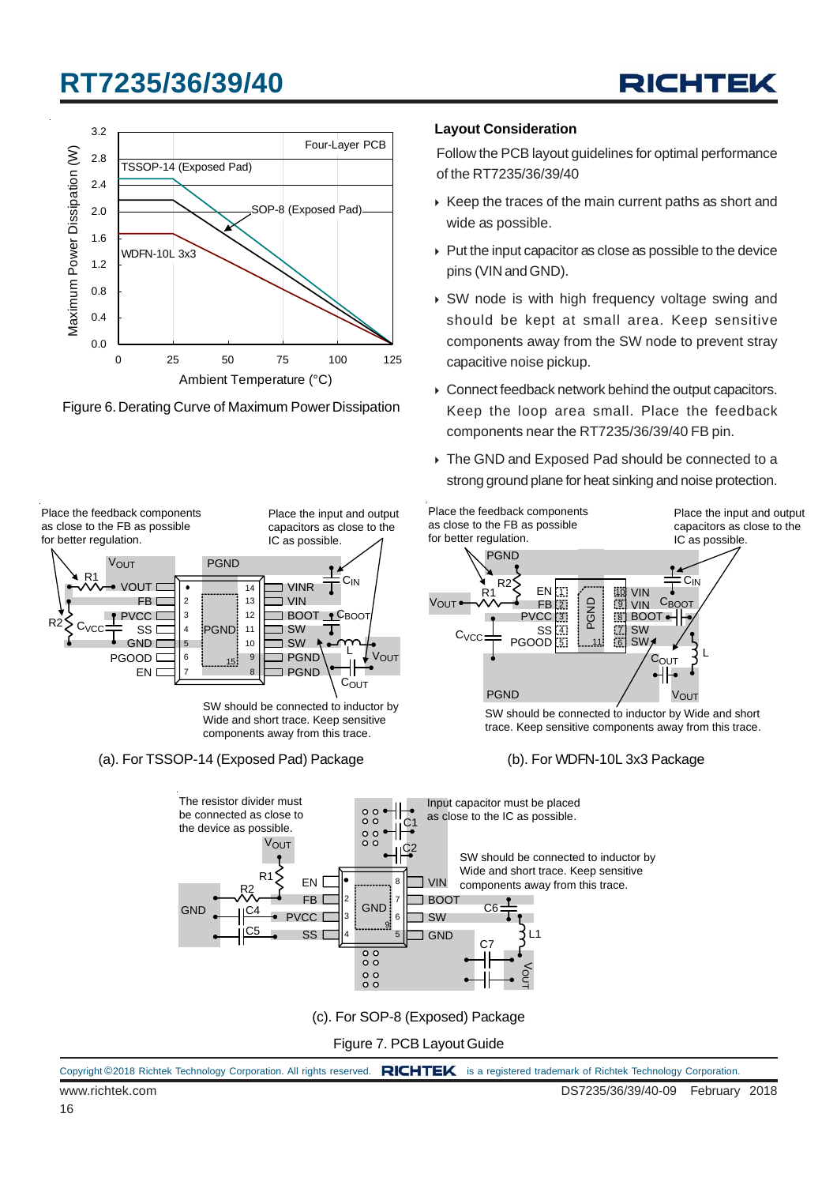Figure 6. Derating Curve of Maximum Power Dissipation

### Layout Consideration

Follow the PCB layout guidelines for optimal performance of the RT7235/36/39/40

- Keep the traces of the main current paths as short and wide as possible.
- Put the input capacitor as close as possible to the device pins (VIN and GND).
- SW node is with high frequency voltage swing and should be kept at small area. Keep sensitive components away from the SW node to prevent stray capacitive noise pickup.
- Connect feedback network behind the output capacitors. Keep the loop area small. Place the feedback components near the RT7235/36/39/40 FB pin.
- The GND and Exposed Pad should be connected to a strong ground plane for heat sinking and noise protection.

(a). For TSSOP-14 (Exposed Pad) Package

(b). For WDFN-10L 3x3 Package

(c). For SOP-8 (Exposed) Package

Figure 7. PCB Layout Guide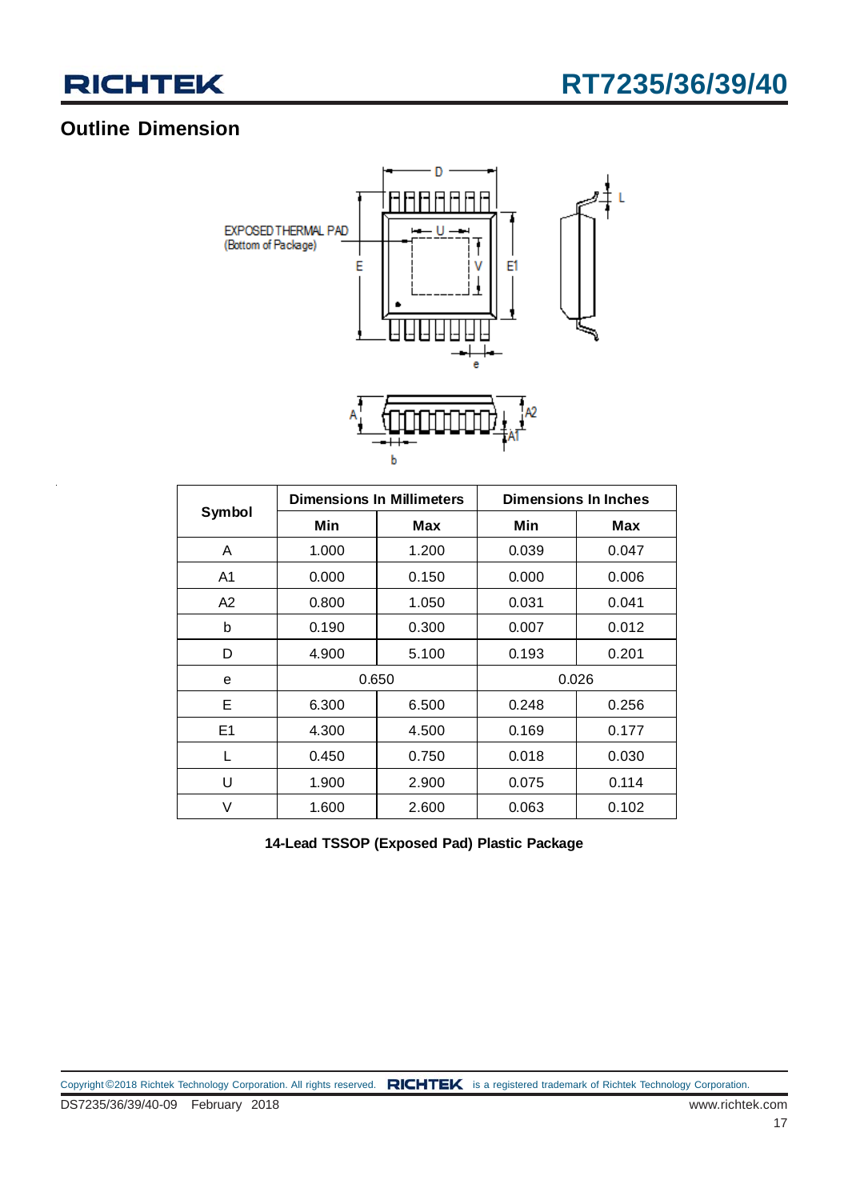## Outline Dimension

EXPOSED THERMAL PAD
(Bottom of Package)

| Symbol | Dimensions In Millimeters | | Dimensions In Inches | |
|---|---|---|---|---|
| | Min | Max | Min | Max |
| A | 1.000 | 1.200 | 0.039 | 0.047 |
| A1 | 0.000 | 0.150 | 0.000 | 0.006 |
| A2 | 0.800 | 1.050 | 0.031 | 0.041 |
| b | 0.190 | 0.300 | 0.007 | 0.012 |
| D | 4.900 | 5.100 | 0.193 | 0.201 |
| e | 0.650 | | 0.026 | |
| E | 6.300 | 6.500 | 0.248 | 0.256 |
| E1 | 4.300 | 4.500 | 0.169 | 0.177 |
| L | 0.450 | 0.750 | 0.018 | 0.030 |
| U | 1.900 | 2.900 | 0.075 | 0.114 |
| V | 1.600 | 2.600 | 0.063 | 0.102 |

**14-Lead TSSOP (Exposed Pad) Plastic Package**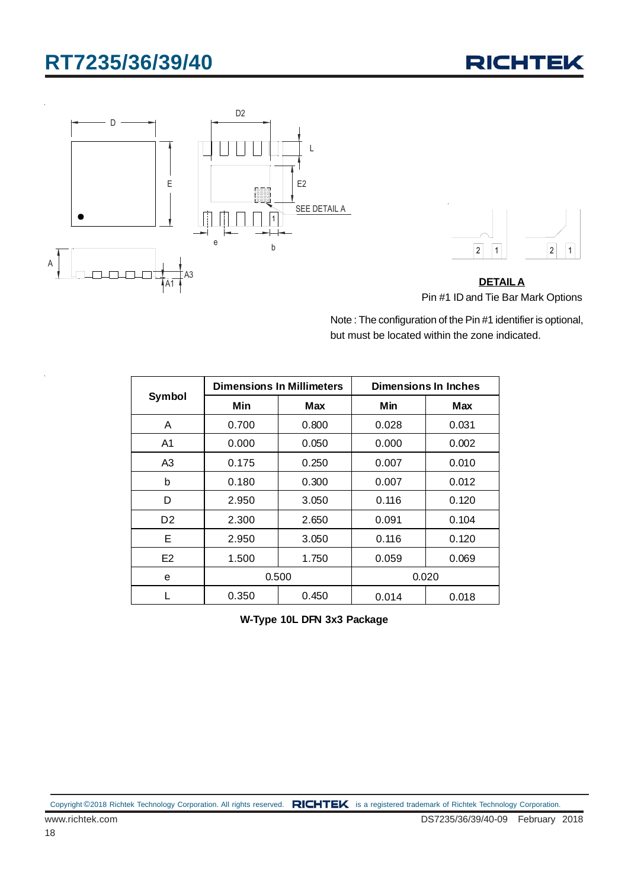**DETAIL A**

Pin #1 ID and Tie Bar Mark Options

Note : The configuration of the Pin #1 identifier is optional, but must be located within the zone indicated.

| Symbol | Dimensions In Millimeters | | Dimensions In Inches | |
|---|---|---|---|---|
| | Min | Max | Min | Max |
| A | 0.700 | 0.800 | 0.028 | 0.031 |
| A1 | 0.000 | 0.050 | 0.000 | 0.002 |
| A3 | 0.175 | 0.250 | 0.007 | 0.010 |
| b | 0.180 | 0.300 | 0.007 | 0.012 |
| D | 2.950 | 3.050 | 0.116 | 0.120 |
| D2 | 2.300 | 2.650 | 0.091 | 0.104 |
| E | 2.950 | 3.050 | 0.116 | 0.120 |
| E2 | 1.500 | 1.750 | 0.059 | 0.069 |
| e | 0.500 | | 0.020 | |
| L | 0.350 | 0.450 | 0.014 | 0.018 |

**W-Type 10L DFN 3x3 Package**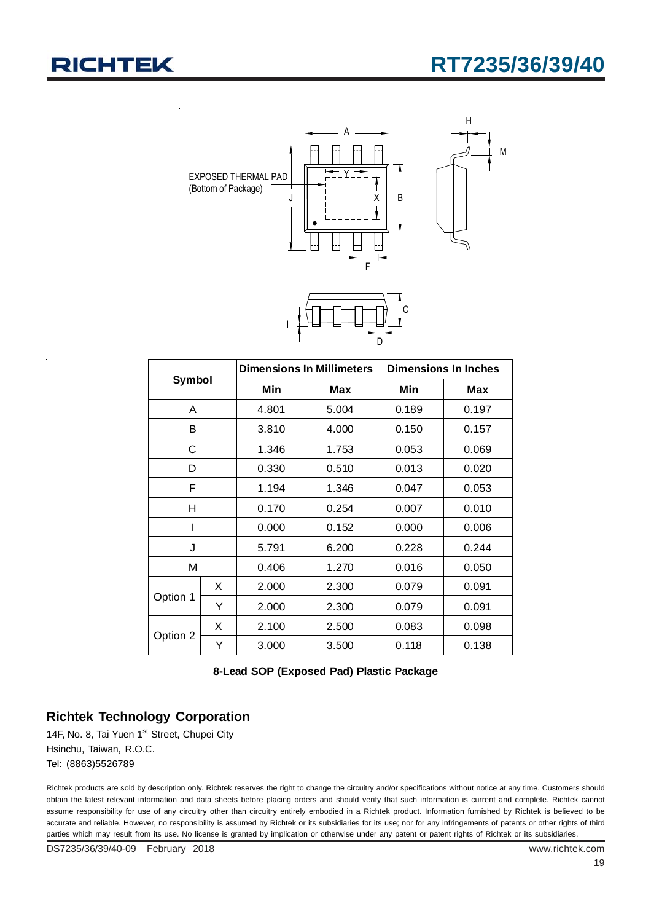EXPOSED THERMAL PAD
(Bottom of Package)

A
B
C
D
F
H
I
J
M
X
Y

| Symbol | | Dimensions In Millimeters | | Dimensions In Inches | |
|---|---|---|---|---|---|
| | | Min | Max | Min | Max |
| A | | 4.801 | 5.004 | 0.189 | 0.197 |
| B | | 3.810 | 4.000 | 0.150 | 0.157 |
| C | | 1.346 | 1.753 | 0.053 | 0.069 |
| D | | 0.330 | 0.510 | 0.013 | 0.020 |
| F | | 1.194 | 1.346 | 0.047 | 0.053 |
| H | | 0.170 | 0.254 | 0.007 | 0.010 |
| I | | 0.000 | 0.152 | 0.000 | 0.006 |
| J | | 5.791 | 6.200 | 0.228 | 0.244 |
| M | | 0.406 | 1.270 | 0.016 | 0.050 |
| Option 1 | X | 2.000 | 2.300 | 0.079 | 0.091 |
| | Y | 2.000 | 2.300 | 0.079 | 0.091 |
| Option 2 | X | 2.100 | 2.500 | 0.083 | 0.098 |
| | Y | 3.000 | 3.500 | 0.118 | 0.138 |

**8-Lead SOP (Exposed Pad) Plastic Package**

## Richtek Technology Corporation

14F, No. 8, Tai Yuen 1st Street, Chupei City
Hsinchu, Taiwan, R.O.C.
Tel: (8863)5526789

Richtek products are sold by description only. Richtek reserves the right to change the circuitry and/or specifications without notice at any time. Customers should obtain the latest relevant information and data sheets before placing orders and should verify that such information is current and complete. Richtek cannot assume responsibility for use of any circuitry other than circuitry entirely embodied in a Richtek product. Information furnished by Richtek is believed to be accurate and reliable. However, no responsibility is assumed by Richtek or its subsidiaries for its use; nor for any infringements of patents or other rights of third parties which may result from its use. No license is granted by implication or otherwise under any patent or patent rights of Richtek or its subsidiaries.